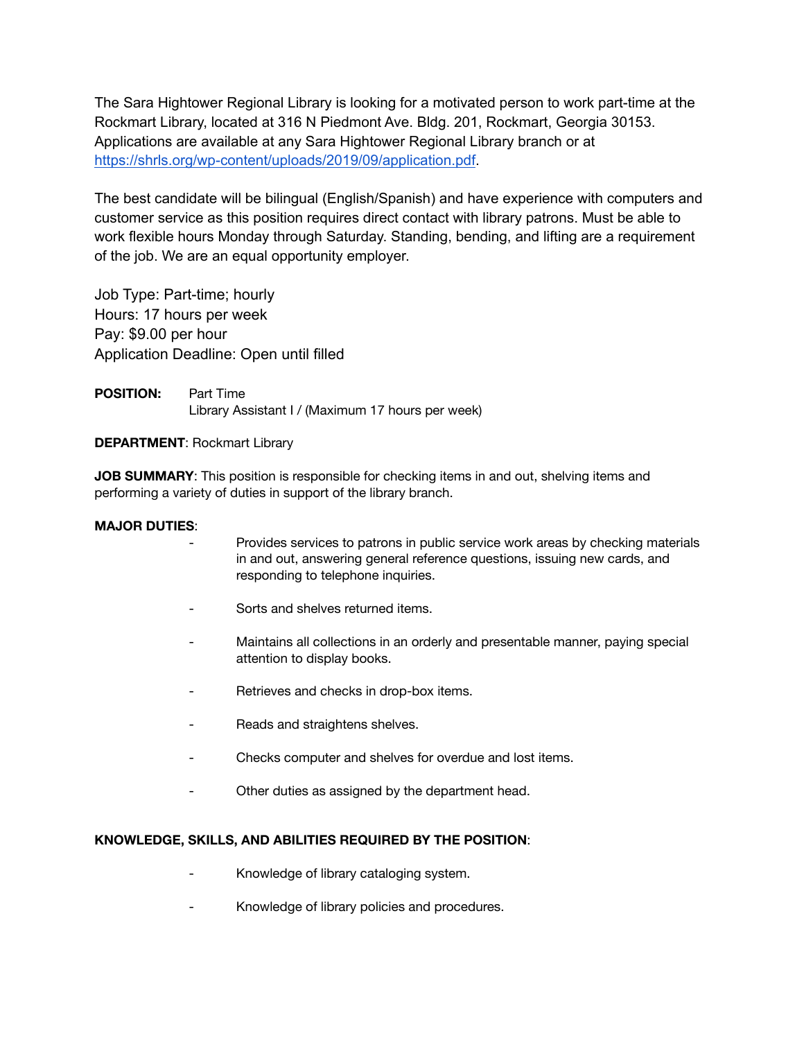The Sara Hightower Regional Library is looking for a motivated person to work part-time at the Rockmart Library, located at 316 N Piedmont Ave. Bldg. 201, Rockmart, Georgia 30153. Applications are available at any Sara Hightower Regional Library branch or at https://shrls.org/wp-content/uploads/2019/09/application.pdf.

The best candidate will be bilingual (English/Spanish) and have experience with computers and customer service as this position requires direct contact with library patrons. Must be able to work flexible hours Monday through Saturday. Standing, bending, and lifting are a requirement of the job. We are an equal opportunity employer.

Job Type: Part-time; hourly
Hours: 17 hours per week
Pay: $9.00 per hour
Application Deadline: Open until filled

**POSITION:** Part Time
Library Assistant I / (Maximum 17 hours per week)

**DEPARTMENT**: Rockmart Library

**JOB SUMMARY**: This position is responsible for checking items in and out, shelving items and performing a variety of duties in support of the library branch.

**MAJOR DUTIES**:

- Provides services to patrons in public service work areas by checking materials in and out, answering general reference questions, issuing new cards, and responding to telephone inquiries.
- Sorts and shelves returned items.
- Maintains all collections in an orderly and presentable manner, paying special attention to display books.
- Retrieves and checks in drop-box items.
- Reads and straightens shelves.
- Checks computer and shelves for overdue and lost items.
- Other duties as assigned by the department head.

**KNOWLEDGE, SKILLS, AND ABILITIES REQUIRED BY THE POSITION**:

- Knowledge of library cataloging system.
- Knowledge of library policies and procedures.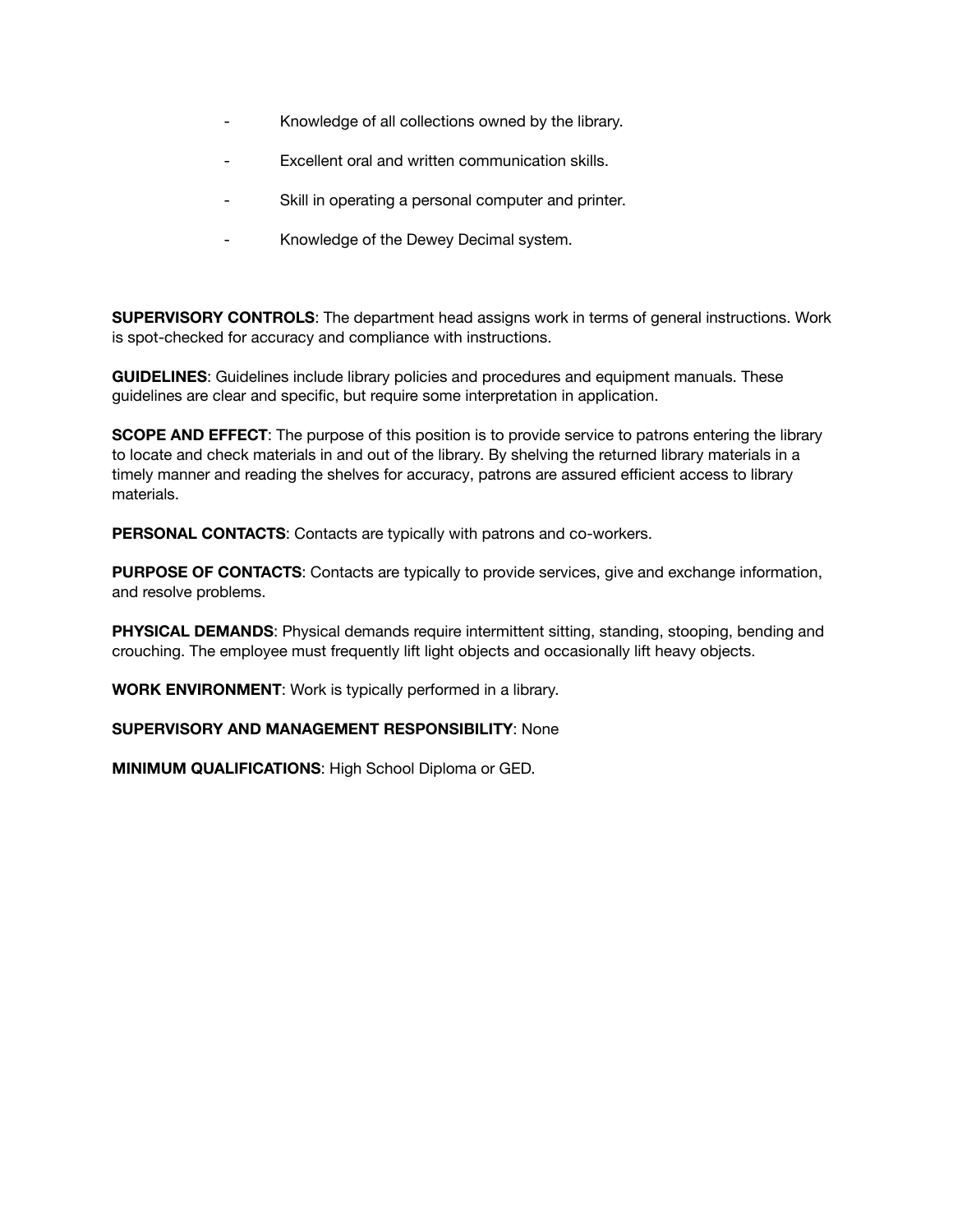- Knowledge of all collections owned by the library.
- Excellent oral and written communication skills.
- Skill in operating a personal computer and printer.
- Knowledge of the Dewey Decimal system.

**SUPERVISORY CONTROLS**: The department head assigns work in terms of general instructions. Work is spot-checked for accuracy and compliance with instructions.

**GUIDELINES**: Guidelines include library policies and procedures and equipment manuals. These guidelines are clear and specific, but require some interpretation in application.

**SCOPE AND EFFECT**: The purpose of this position is to provide service to patrons entering the library to locate and check materials in and out of the library. By shelving the returned library materials in a timely manner and reading the shelves for accuracy, patrons are assured efficient access to library materials.

**PERSONAL CONTACTS**: Contacts are typically with patrons and co-workers.

**PURPOSE OF CONTACTS**: Contacts are typically to provide services, give and exchange information, and resolve problems.

**PHYSICAL DEMANDS**: Physical demands require intermittent sitting, standing, stooping, bending and crouching. The employee must frequently lift light objects and occasionally lift heavy objects.

**WORK ENVIRONMENT**: Work is typically performed in a library.

**SUPERVISORY AND MANAGEMENT RESPONSIBILITY**: None

**MINIMUM QUALIFICATIONS**: High School Diploma or GED.